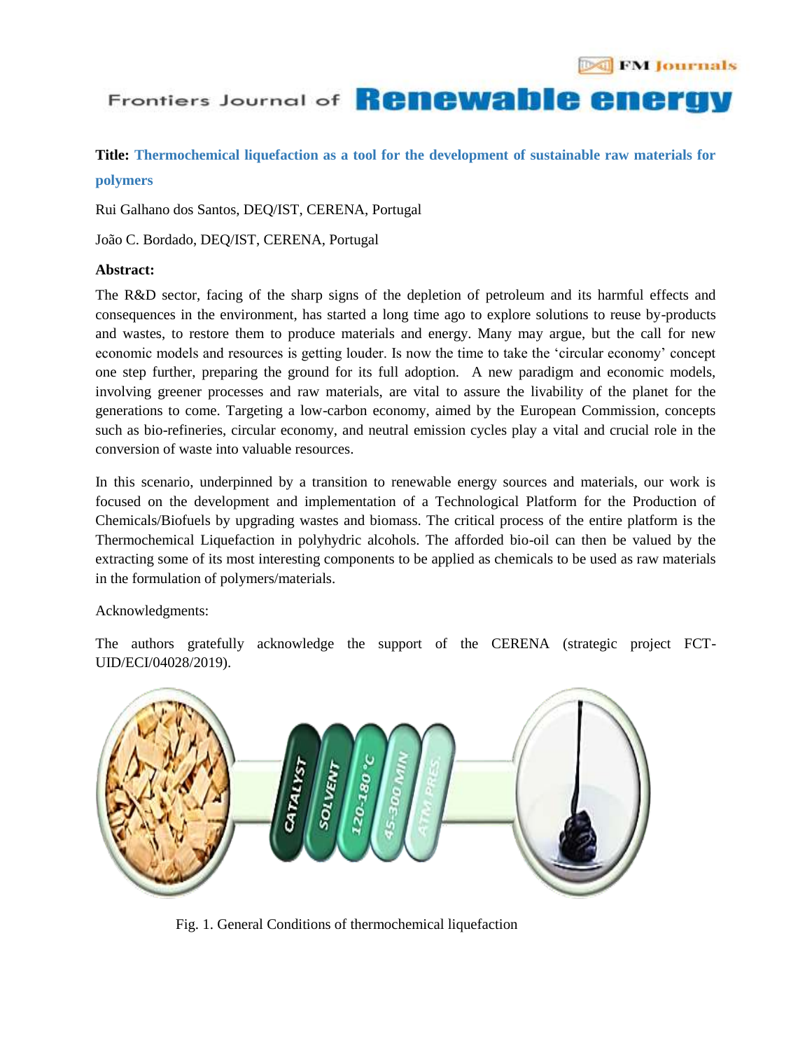**Title: Thermochemical liquefaction as a tool for the development of sustainable raw materials for polymers**

Rui Galhano dos Santos, DEQ/IST, CERENA, Portugal

João C. Bordado, DEQ/IST, CERENA, Portugal

**Abstract:**

The R&D sector, facing of the sharp signs of the depletion of petroleum and its harmful effects and consequences in the environment, has started a long time ago to explore solutions to reuse by-products and wastes, to restore them to produce materials and energy. Many may argue, but the call for new economic models and resources is getting louder. Is now the time to take the 'circular economy' concept one step further, preparing the ground for its full adoption. A new paradigm and economic models, involving greener processes and raw materials, are vital to assure the livability of the planet for the generations to come. Targeting a low-carbon economy, aimed by the European Commission, concepts such as bio-refineries, circular economy, and neutral emission cycles play a vital and crucial role in the conversion of waste into valuable resources.

In this scenario, underpinned by a transition to renewable energy sources and materials, our work is focused on the development and implementation of a Technological Platform for the Production of Chemicals/Biofuels by upgrading wastes and biomass. The critical process of the entire platform is the Thermochemical Liquefaction in polyhydric alcohols. The afforded bio-oil can then be valued by the extracting some of its most interesting components to be applied as chemicals to be used as raw materials in the formulation of polymers/materials.

Acknowledgments:

The authors gratefully acknowledge the support of the CERENA (strategic project FCT-UID/ECI/04028/2019).

Fig. 1. General Conditions of thermochemical liquefaction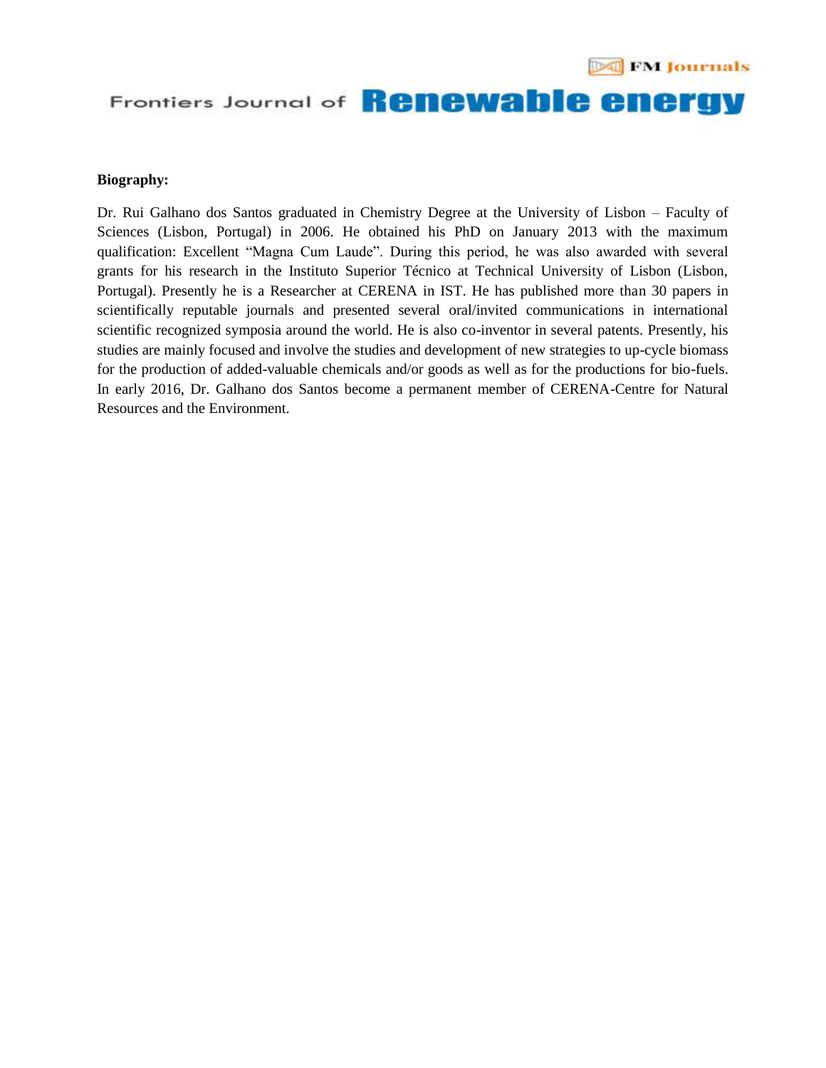**Biography:**

Dr. Rui Galhano dos Santos graduated in Chemistry Degree at the University of Lisbon – Faculty of Sciences (Lisbon, Portugal) in 2006. He obtained his PhD on January 2013 with the maximum qualification: Excellent "Magna Cum Laude". During this period, he was also awarded with several grants for his research in the Instituto Superior Técnico at Technical University of Lisbon (Lisbon, Portugal). Presently he is a Researcher at CERENA in IST. He has published more than 30 papers in scientifically reputable journals and presented several oral/invited communications in international scientific recognized symposia around the world. He is also co-inventor in several patents. Presently, his studies are mainly focused and involve the studies and development of new strategies to up-cycle biomass for the production of added-valuable chemicals and/or goods as well as for the productions for bio-fuels. In early 2016, Dr. Galhano dos Santos become a permanent member of CERENA-Centre for Natural Resources and the Environment.